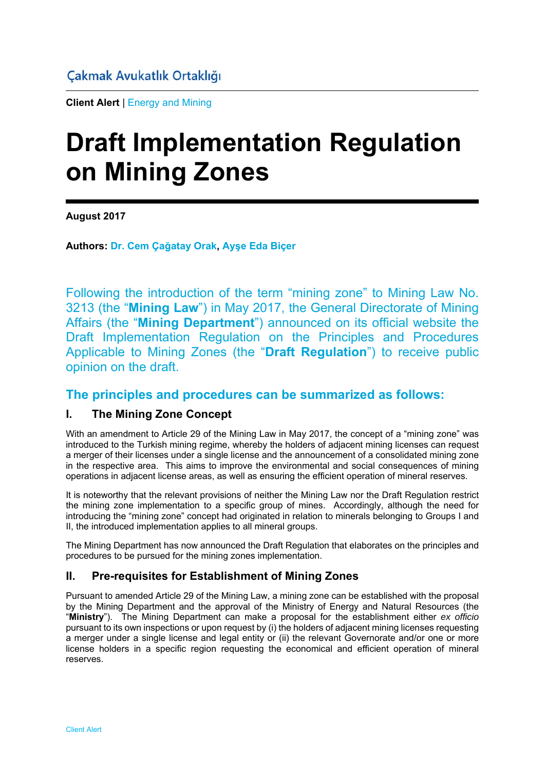Çakmak Avukatlık Ortaklığı

**Client Alert** | Energy and Mining

# Draft Implementation Regulation on Mining Zones

**August 2017**

**Authors:** **Dr. Cem Çağatay Orak**, **Ayşe Eda Biçer**

Following the introduction of the term "mining zone" to Mining Law No. 3213 (the "**Mining Law**") in May 2017, the General Directorate of Mining Affairs (the "**Mining Department**") announced on its official website the Draft Implementation Regulation on the Principles and Procedures Applicable to Mining Zones (the "**Draft Regulation**") to receive public opinion on the draft.

## The principles and procedures can be summarized as follows:

### I. The Mining Zone Concept

With an amendment to Article 29 of the Mining Law in May 2017, the concept of a "mining zone" was introduced to the Turkish mining regime, whereby the holders of adjacent mining licenses can request a merger of their licenses under a single license and the announcement of a consolidated mining zone in the respective area. This aims to improve the environmental and social consequences of mining operations in adjacent license areas, as well as ensuring the efficient operation of mineral reserves.

It is noteworthy that the relevant provisions of neither the Mining Law nor the Draft Regulation restrict the mining zone implementation to a specific group of mines. Accordingly, although the need for introducing the "mining zone" concept had originated in relation to minerals belonging to Groups I and II, the introduced implementation applies to all mineral groups.

The Mining Department has now announced the Draft Regulation that elaborates on the principles and procedures to be pursued for the mining zones implementation.

### II. Pre-requisites for Establishment of Mining Zones

Pursuant to amended Article 29 of the Mining Law, a mining zone can be established with the proposal by the Mining Department and the approval of the Ministry of Energy and Natural Resources (the "**Ministry**"). The Mining Department can make a proposal for the establishment either *ex officio* pursuant to its own inspections or upon request by (i) the holders of adjacent mining licenses requesting a merger under a single license and legal entity or (ii) the relevant Governorate and/or one or more license holders in a specific region requesting the economical and efficient operation of mineral reserves.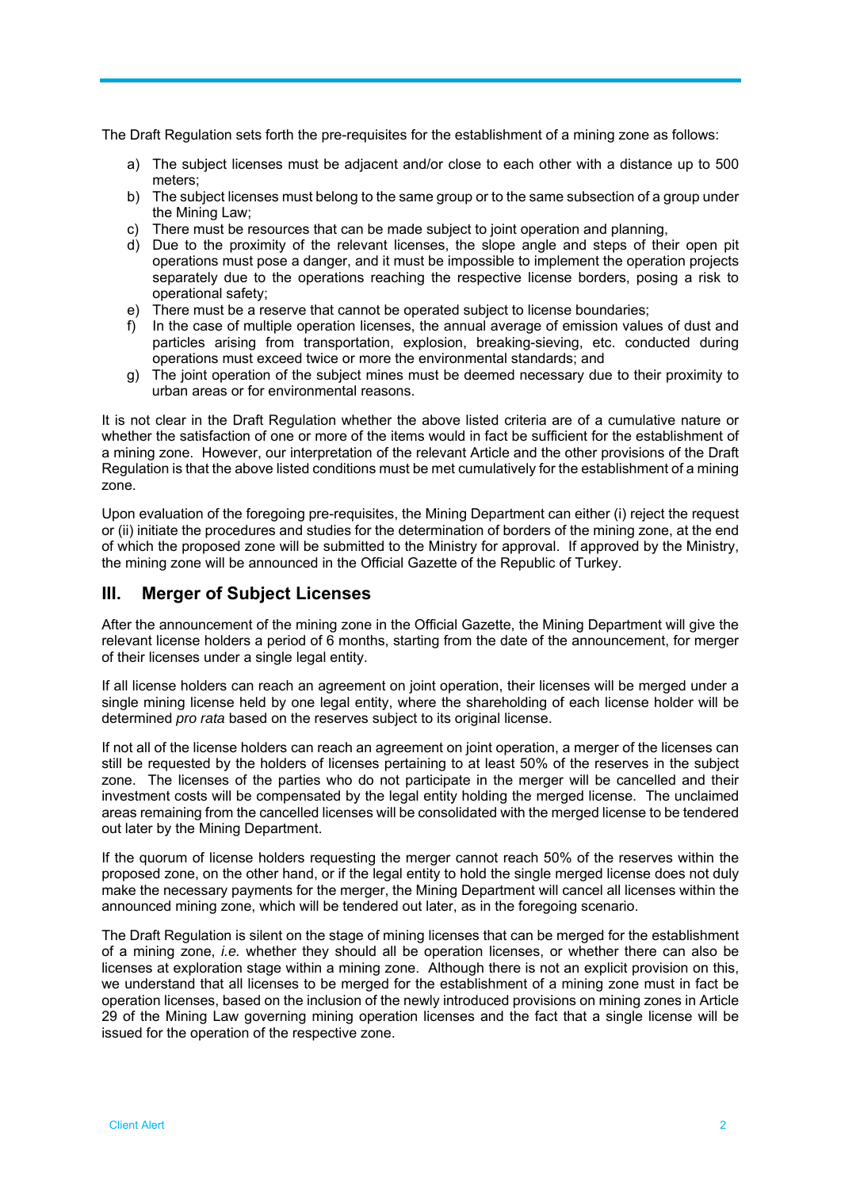The Draft Regulation sets forth the pre-requisites for the establishment of a mining zone as follows:

a) The subject licenses must be adjacent and/or close to each other with a distance up to 500 meters;
b) The subject licenses must belong to the same group or to the same subsection of a group under the Mining Law;
c) There must be resources that can be made subject to joint operation and planning,
d) Due to the proximity of the relevant licenses, the slope angle and steps of their open pit operations must pose a danger, and it must be impossible to implement the operation projects separately due to the operations reaching the respective license borders, posing a risk to operational safety;
e) There must be a reserve that cannot be operated subject to license boundaries;
f) In the case of multiple operation licenses, the annual average of emission values of dust and particles arising from transportation, explosion, breaking-sieving, etc. conducted during operations must exceed twice or more the environmental standards; and
g) The joint operation of the subject mines must be deemed necessary due to their proximity to urban areas or for environmental reasons.

It is not clear in the Draft Regulation whether the above listed criteria are of a cumulative nature or whether the satisfaction of one or more of the items would in fact be sufficient for the establishment of a mining zone. However, our interpretation of the relevant Article and the other provisions of the Draft Regulation is that the above listed conditions must be met cumulatively for the establishment of a mining zone.

Upon evaluation of the foregoing pre-requisites, the Mining Department can either (i) reject the request or (ii) initiate the procedures and studies for the determination of borders of the mining zone, at the end of which the proposed zone will be submitted to the Ministry for approval. If approved by the Ministry, the mining zone will be announced in the Official Gazette of the Republic of Turkey.

## III. Merger of Subject Licenses

After the announcement of the mining zone in the Official Gazette, the Mining Department will give the relevant license holders a period of 6 months, starting from the date of the announcement, for merger of their licenses under a single legal entity.

If all license holders can reach an agreement on joint operation, their licenses will be merged under a single mining license held by one legal entity, where the shareholding of each license holder will be determined *pro rata* based on the reserves subject to its original license.

If not all of the license holders can reach an agreement on joint operation, a merger of the licenses can still be requested by the holders of licenses pertaining to at least 50% of the reserves in the subject zone. The licenses of the parties who do not participate in the merger will be cancelled and their investment costs will be compensated by the legal entity holding the merged license. The unclaimed areas remaining from the cancelled licenses will be consolidated with the merged license to be tendered out later by the Mining Department.

If the quorum of license holders requesting the merger cannot reach 50% of the reserves within the proposed zone, on the other hand, or if the legal entity to hold the single merged license does not duly make the necessary payments for the merger, the Mining Department will cancel all licenses within the announced mining zone, which will be tendered out later, as in the foregoing scenario.

The Draft Regulation is silent on the stage of mining licenses that can be merged for the establishment of a mining zone, *i.e.* whether they should all be operation licenses, or whether there can also be licenses at exploration stage within a mining zone. Although there is not an explicit provision on this, we understand that all licenses to be merged for the establishment of a mining zone must in fact be operation licenses, based on the inclusion of the newly introduced provisions on mining zones in Article 29 of the Mining Law governing mining operation licenses and the fact that a single license will be issued for the operation of the respective zone.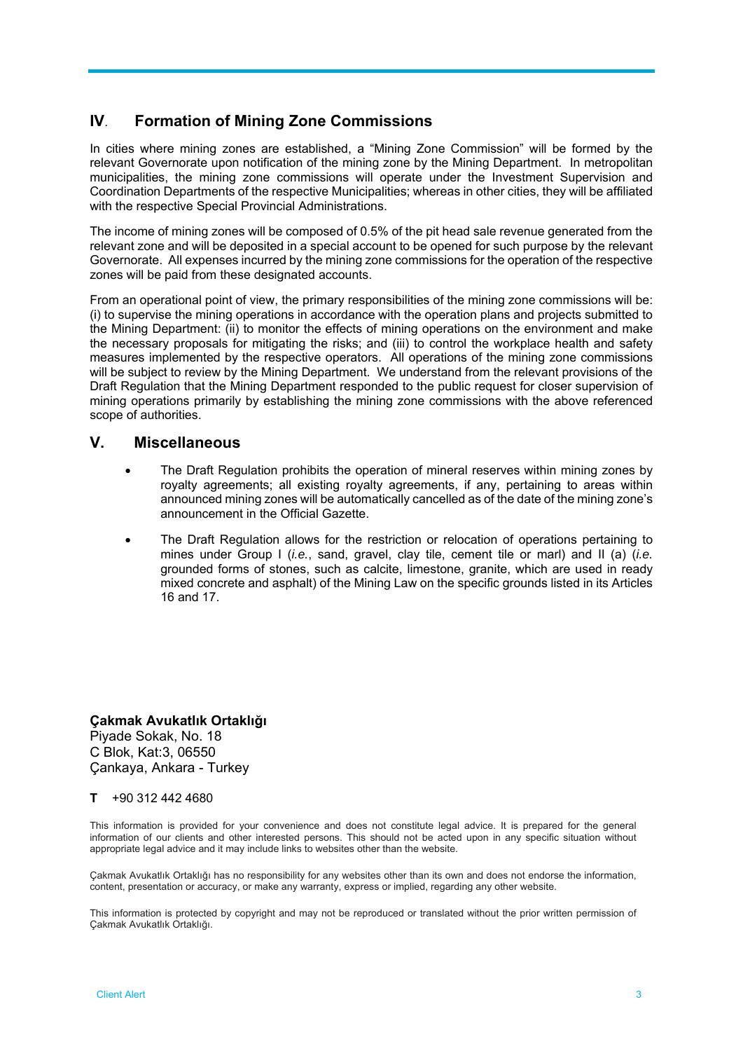## IV. Formation of Mining Zone Commissions

In cities where mining zones are established, a "Mining Zone Commission" will be formed by the relevant Governorate upon notification of the mining zone by the Mining Department. In metropolitan municipalities, the mining zone commissions will operate under the Investment Supervision and Coordination Departments of the respective Municipalities; whereas in other cities, they will be affiliated with the respective Special Provincial Administrations.

The income of mining zones will be composed of 0.5% of the pit head sale revenue generated from the relevant zone and will be deposited in a special account to be opened for such purpose by the relevant Governorate. All expenses incurred by the mining zone commissions for the operation of the respective zones will be paid from these designated accounts.

From an operational point of view, the primary responsibilities of the mining zone commissions will be: (i) to supervise the mining operations in accordance with the operation plans and projects submitted to the Mining Department: (ii) to monitor the effects of mining operations on the environment and make the necessary proposals for mitigating the risks; and (iii) to control the workplace health and safety measures implemented by the respective operators. All operations of the mining zone commissions will be subject to review by the Mining Department. We understand from the relevant provisions of the Draft Regulation that the Mining Department responded to the public request for closer supervision of mining operations primarily by establishing the mining zone commissions with the above referenced scope of authorities.

## V. Miscellaneous

- The Draft Regulation prohibits the operation of mineral reserves within mining zones by royalty agreements; all existing royalty agreements, if any, pertaining to areas within announced mining zones will be automatically cancelled as of the date of the mining zone's announcement in the Official Gazette.
- The Draft Regulation allows for the restriction or relocation of operations pertaining to mines under Group I (*i.e.*, sand, gravel, clay tile, cement tile or marl) and II (a) (*i.e.* grounded forms of stones, such as calcite, limestone, granite, which are used in ready mixed concrete and asphalt) of the Mining Law on the specific grounds listed in its Articles 16 and 17.

**Çakmak Avukatlık Ortaklığı**
Piyade Sokak, No. 18
C Blok, Kat:3, 06550
Çankaya, Ankara - Turkey

**T** +90 312 442 4680

This information is provided for your convenience and does not constitute legal advice. It is prepared for the general information of our clients and other interested persons. This should not be acted upon in any specific situation without appropriate legal advice and it may include links to websites other than the website.

Çakmak Avukatlık Ortaklığı has no responsibility for any websites other than its own and does not endorse the information, content, presentation or accuracy, or make any warranty, express or implied, regarding any other website.

This information is protected by copyright and may not be reproduced or translated without the prior written permission of Çakmak Avukatlık Ortaklığı.